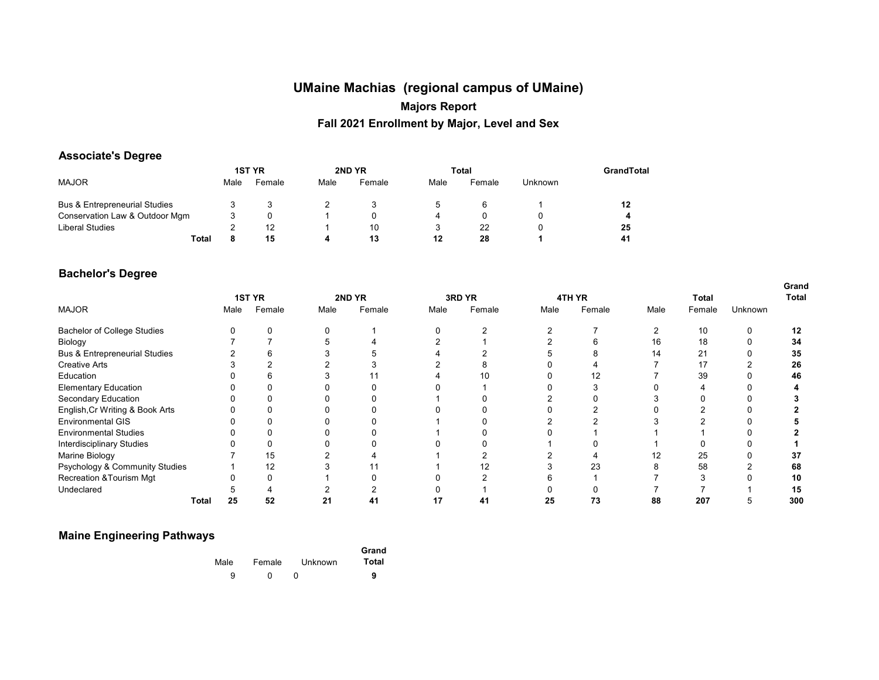# UMaine Machias (regional campus of UMaine)

## Majors Report

## Fall 2021 Enrollment by Major, Level and Sex

### Associate's Degree

| MAJOR | 1ST YR | | 2ND YR | | Total | | | GrandTotal |
|---|---|---|---|---|---|---|---|---|
| | Male | Female | Male | Female | Male | Female | Unknown | |
| Bus & Entrepreneurial Studies | 3 | 3 | 2 | 3 | 5 | 6 | 1 | **12** |
| Conservation Law & Outdoor Mgm | 3 | 0 | 1 | 0 | 4 | 0 | 0 | **4** |
| Liberal Studies | 2 | 12 | 1 | 10 | 3 | 22 | 0 | **25** |
| **Total** | **8** | **15** | **4** | **13** | **12** | **28** | **1** | **41** |

### Bachelor's Degree

| MAJOR | 1ST YR | | 2ND YR | | 3RD YR | | 4TH YR | | Total | | | Grand Total |
|---|---|---|---|---|---|---|---|---|---|---|---|---|
| | Male | Female | Male | Female | Male | Female | Male | Female | Male | Female | Unknown | |
| Bachelor of College Studies | 0 | 0 | 0 | 1 | 0 | 2 | 2 | 7 | 2 | 10 | 0 | **12** |
| Biology | 7 | 7 | 5 | 4 | 2 | 1 | 2 | 6 | 16 | 18 | 0 | **34** |
| Bus & Entrepreneurial Studies | 2 | 6 | 3 | 5 | 4 | 2 | 5 | 8 | 14 | 21 | 0 | **35** |
| Creative Arts | 3 | 2 | 2 | 3 | 2 | 8 | 0 | 4 | 7 | 17 | 2 | **26** |
| Education | 0 | 6 | 3 | 11 | 4 | 10 | 0 | 12 | 7 | 39 | 0 | **46** |
| Elementary Education | 0 | 0 | 0 | 0 | 0 | 1 | 0 | 3 | 0 | 4 | 0 | **4** |
| Secondary Education | 0 | 0 | 0 | 0 | 1 | 0 | 2 | 0 | 3 | 0 | 0 | **3** |
| English,Cr Writing & Book Arts | 0 | 0 | 0 | 0 | 0 | 0 | 0 | 2 | 0 | 2 | 0 | **2** |
| Environmental GIS | 0 | 0 | 0 | 0 | 1 | 0 | 2 | 2 | 3 | 2 | 0 | **5** |
| Environmental Studies | 0 | 0 | 0 | 0 | 1 | 0 | 0 | 1 | 1 | 1 | 0 | **2** |
| Interdisciplinary Studies | 0 | 0 | 0 | 0 | 0 | 0 | 1 | 0 | 1 | 0 | 0 | **1** |
| Marine Biology | 7 | 15 | 2 | 4 | 1 | 2 | 2 | 4 | 12 | 25 | 0 | **37** |
| Psychology & Community Studies | 1 | 12 | 3 | 11 | 1 | 12 | 3 | 23 | 8 | 58 | 2 | **68** |
| Recreation &Tourism Mgt | 0 | 0 | 1 | 0 | 0 | 2 | 6 | 1 | 7 | 3 | 0 | **10** |
| Undeclared | 5 | 4 | 2 | 2 | 0 | 1 | 0 | 0 | 7 | 7 | 1 | **15** |
| **Total** | **25** | **52** | **21** | **41** | **17** | **41** | **25** | **73** | **88** | **207** | 5 | **300** |

### Maine Engineering Pathways

| Male | Female | Unknown | Grand Total |
|---|---|---|---|
| 9 | 0 | 0 | **9** |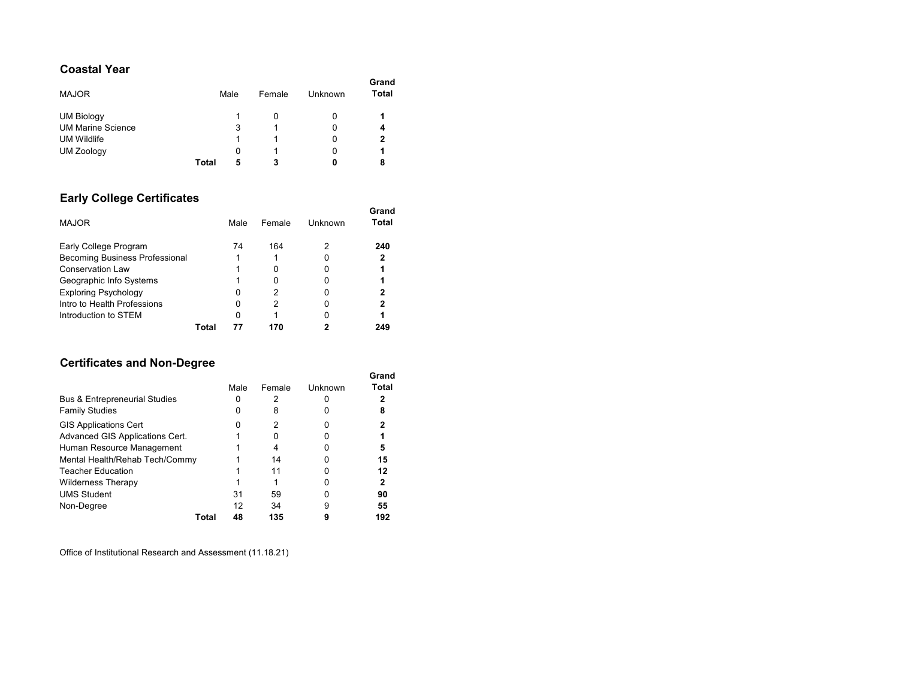## Coastal Year

| MAJOR | Male | Female | Unknown | Grand Total |
|---|---|---|---|---|
| UM Biology | 1 | 0 | 0 | **1** |
| UM Marine Science | 3 | 1 | 0 | **4** |
| UM Wildlife | 1 | 1 | 0 | **2** |
| UM Zoology | 0 | 1 | 0 | **1** |
| **Total** | **5** | **3** | **0** | **8** |

## Early College Certificates

| MAJOR | Male | Female | Unknown | Grand Total |
|---|---|---|---|---|
| Early College Program | 74 | 164 | 2 | **240** |
| Becoming Business Professional | 1 | 1 | 0 | **2** |
| Conservation Law | 1 | 0 | 0 | **1** |
| Geographic Info Systems | 1 | 0 | 0 | **1** |
| Exploring Psychology | 0 | 2 | 0 | **2** |
| Intro to Health Professions | 0 | 2 | 0 | **2** |
| Introduction to STEM | 0 | 1 | 0 | **1** |
| **Total** | **77** | **170** | **2** | **249** |

## Certificates and Non-Degree

| | Male | Female | Unknown | Grand Total |
|---|---|---|---|---|
| Bus & Entrepreneurial Studies | 0 | 2 | 0 | **2** |
| Family Studies | 0 | 8 | 0 | **8** |
| GIS Applications Cert | 0 | 2 | 0 | **2** |
| Advanced GIS Applications Cert. | 1 | 0 | 0 | **1** |
| Human Resource Management | 1 | 4 | 0 | **5** |
| Mental Health/Rehab Tech/Commy | 1 | 14 | 0 | **15** |
| Teacher Education | 1 | 11 | 0 | **12** |
| Wilderness Therapy | 1 | 1 | 0 | **2** |
| UMS Student | 31 | 59 | 0 | **90** |
| Non-Degree | 12 | 34 | 9 | **55** |
| **Total** | **48** | **135** | **9** | **192** |

Office of Institutional Research and Assessment (11.18.21)